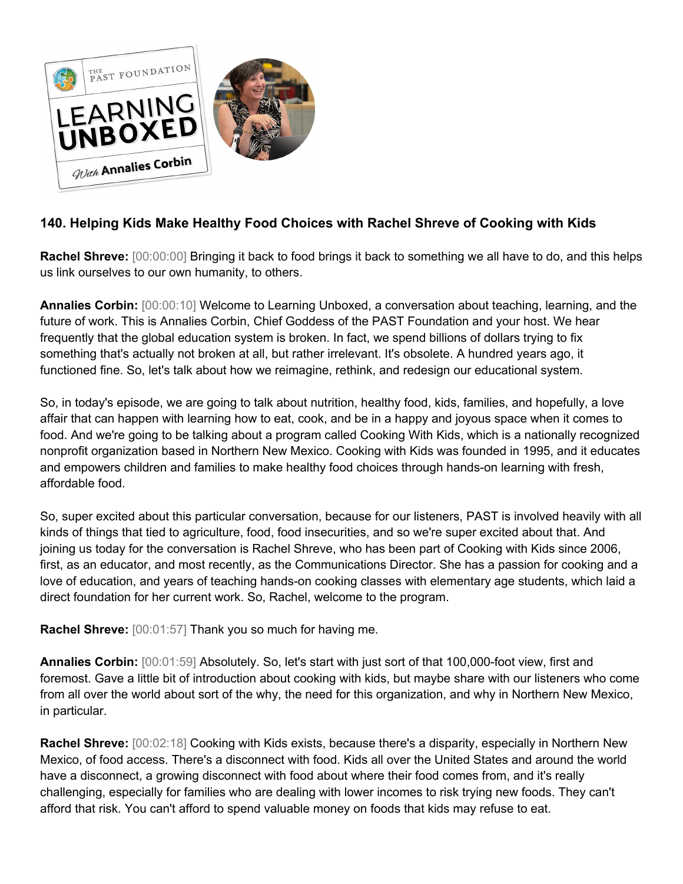## 140. Helping Kids Make Healthy Food Choices with Rachel Shreve of Cooking with Kids

**Rachel Shreve:** [00:00:00] Bringing it back to food brings it back to something we all have to do, and this helps us link ourselves to our own humanity, to others.

**Annalies Corbin:** [00:00:10] Welcome to Learning Unboxed, a conversation about teaching, learning, and the future of work. This is Annalies Corbin, Chief Goddess of the PAST Foundation and your host. We hear frequently that the global education system is broken. In fact, we spend billions of dollars trying to fix something that's actually not broken at all, but rather irrelevant. It's obsolete. A hundred years ago, it functioned fine. So, let's talk about how we reimagine, rethink, and redesign our educational system.

So, in today's episode, we are going to talk about nutrition, healthy food, kids, families, and hopefully, a love affair that can happen with learning how to eat, cook, and be in a happy and joyous space when it comes to food. And we're going to be talking about a program called Cooking With Kids, which is a nationally recognized nonprofit organization based in Northern New Mexico. Cooking with Kids was founded in 1995, and it educates and empowers children and families to make healthy food choices through hands-on learning with fresh, affordable food.

So, super excited about this particular conversation, because for our listeners, PAST is involved heavily with all kinds of things that tied to agriculture, food, food insecurities, and so we're super excited about that. And joining us today for the conversation is Rachel Shreve, who has been part of Cooking with Kids since 2006, first, as an educator, and most recently, as the Communications Director. She has a passion for cooking and a love of education, and years of teaching hands-on cooking classes with elementary age students, which laid a direct foundation for her current work. So, Rachel, welcome to the program.

**Rachel Shreve:** [00:01:57] Thank you so much for having me.

**Annalies Corbin:** [00:01:59] Absolutely. So, let's start with just sort of that 100,000-foot view, first and foremost. Gave a little bit of introduction about cooking with kids, but maybe share with our listeners who come from all over the world about sort of the why, the need for this organization, and why in Northern New Mexico, in particular.

**Rachel Shreve:** [00:02:18] Cooking with Kids exists, because there's a disparity, especially in Northern New Mexico, of food access. There's a disconnect with food. Kids all over the United States and around the world have a disconnect, a growing disconnect with food about where their food comes from, and it's really challenging, especially for families who are dealing with lower incomes to risk trying new foods. They can't afford that risk. You can't afford to spend valuable money on foods that kids may refuse to eat.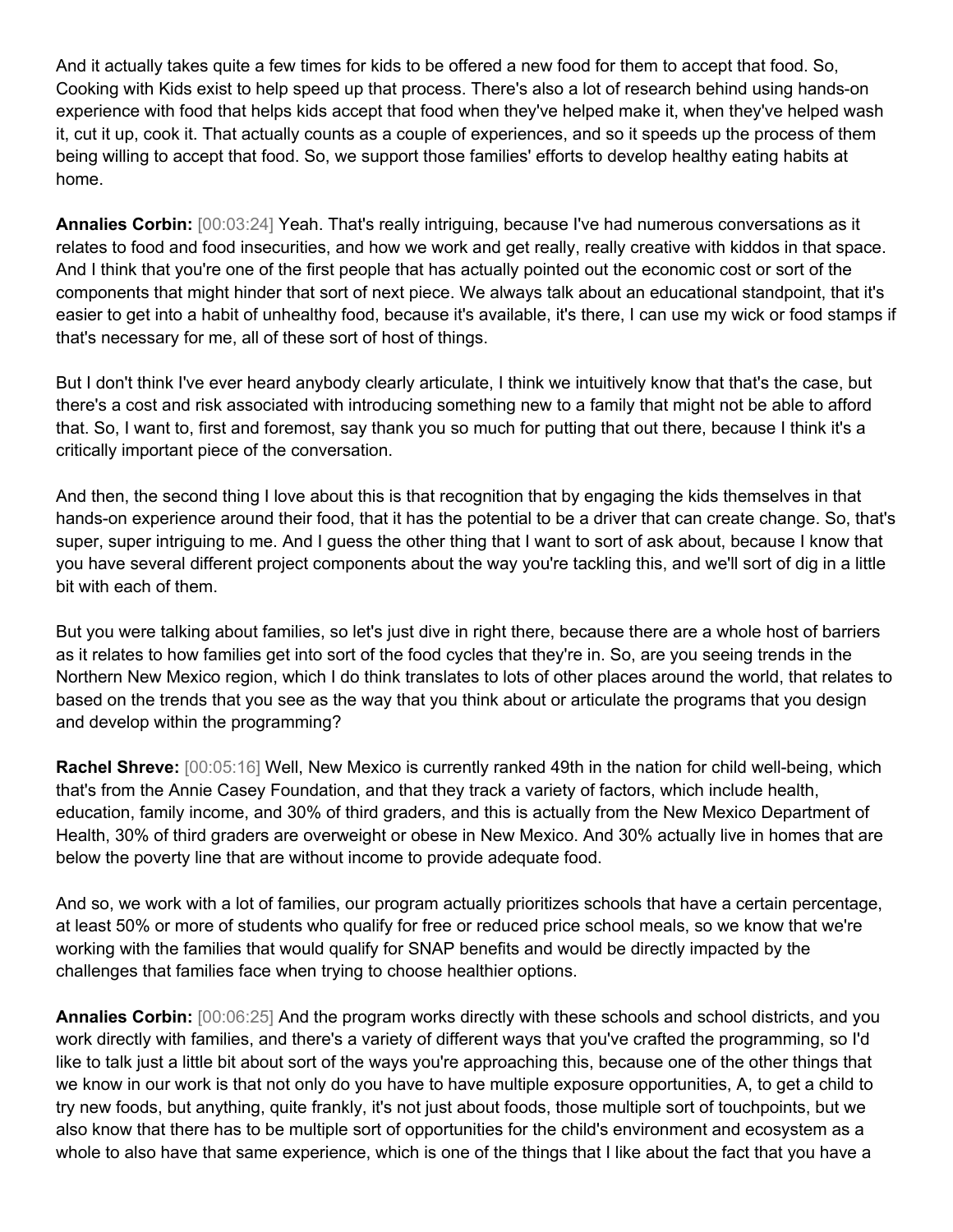And it actually takes quite a few times for kids to be offered a new food for them to accept that food. So, Cooking with Kids exist to help speed up that process. There's also a lot of research behind using hands-on experience with food that helps kids accept that food when they've helped make it, when they've helped wash it, cut it up, cook it. That actually counts as a couple of experiences, and so it speeds up the process of them being willing to accept that food. So, we support those families' efforts to develop healthy eating habits at home.

**Annalies Corbin:** [00:03:24] Yeah. That's really intriguing, because I've had numerous conversations as it relates to food and food insecurities, and how we work and get really, really creative with kiddos in that space. And I think that you're one of the first people that has actually pointed out the economic cost or sort of the components that might hinder that sort of next piece. We always talk about an educational standpoint, that it's easier to get into a habit of unhealthy food, because it's available, it's there, I can use my wick or food stamps if that's necessary for me, all of these sort of host of things.

But I don't think I've ever heard anybody clearly articulate, I think we intuitively know that that's the case, but there's a cost and risk associated with introducing something new to a family that might not be able to afford that. So, I want to, first and foremost, say thank you so much for putting that out there, because I think it's a critically important piece of the conversation.

And then, the second thing I love about this is that recognition that by engaging the kids themselves in that hands-on experience around their food, that it has the potential to be a driver that can create change. So, that's super, super intriguing to me. And I guess the other thing that I want to sort of ask about, because I know that you have several different project components about the way you're tackling this, and we'll sort of dig in a little bit with each of them.

But you were talking about families, so let's just dive in right there, because there are a whole host of barriers as it relates to how families get into sort of the food cycles that they're in. So, are you seeing trends in the Northern New Mexico region, which I do think translates to lots of other places around the world, that relates to based on the trends that you see as the way that you think about or articulate the programs that you design and develop within the programming?

**Rachel Shreve:** [00:05:16] Well, New Mexico is currently ranked 49th in the nation for child well-being, which that's from the Annie Casey Foundation, and that they track a variety of factors, which include health, education, family income, and 30% of third graders, and this is actually from the New Mexico Department of Health, 30% of third graders are overweight or obese in New Mexico. And 30% actually live in homes that are below the poverty line that are without income to provide adequate food.

And so, we work with a lot of families, our program actually prioritizes schools that have a certain percentage, at least 50% or more of students who qualify for free or reduced price school meals, so we know that we're working with the families that would qualify for SNAP benefits and would be directly impacted by the challenges that families face when trying to choose healthier options.

**Annalies Corbin:** [00:06:25] And the program works directly with these schools and school districts, and you work directly with families, and there's a variety of different ways that you've crafted the programming, so I'd like to talk just a little bit about sort of the ways you're approaching this, because one of the other things that we know in our work is that not only do you have to have multiple exposure opportunities, A, to get a child to try new foods, but anything, quite frankly, it's not just about foods, those multiple sort of touchpoints, but we also know that there has to be multiple sort of opportunities for the child's environment and ecosystem as a whole to also have that same experience, which is one of the things that I like about the fact that you have a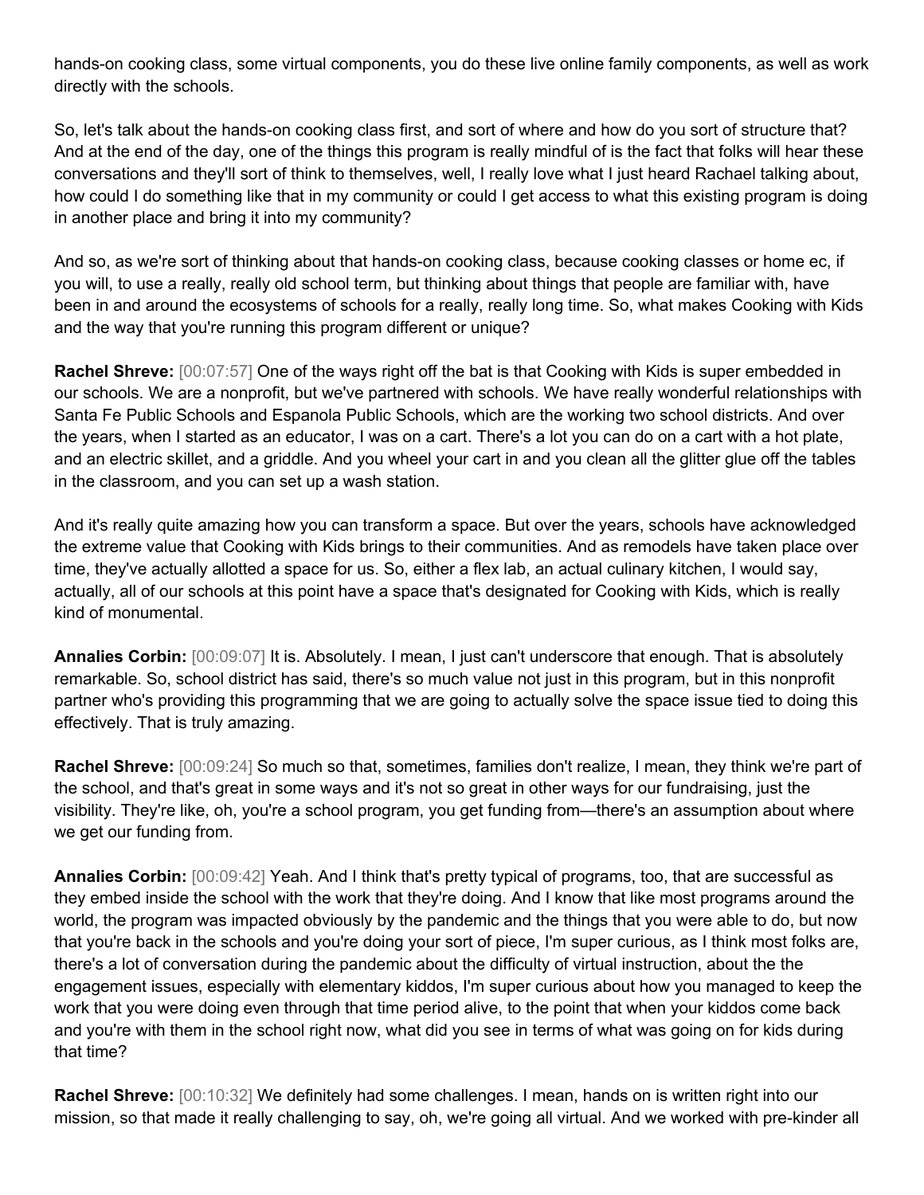hands-on cooking class, some virtual components, you do these live online family components, as well as work directly with the schools.

So, let's talk about the hands-on cooking class first, and sort of where and how do you sort of structure that? And at the end of the day, one of the things this program is really mindful of is the fact that folks will hear these conversations and they'll sort of think to themselves, well, I really love what I just heard Rachael talking about, how could I do something like that in my community or could I get access to what this existing program is doing in another place and bring it into my community?

And so, as we're sort of thinking about that hands-on cooking class, because cooking classes or home ec, if you will, to use a really, really old school term, but thinking about things that people are familiar with, have been in and around the ecosystems of schools for a really, really long time. So, what makes Cooking with Kids and the way that you're running this program different or unique?

**Rachel Shreve:** [00:07:57] One of the ways right off the bat is that Cooking with Kids is super embedded in our schools. We are a nonprofit, but we've partnered with schools. We have really wonderful relationships with Santa Fe Public Schools and Espanola Public Schools, which are the working two school districts. And over the years, when I started as an educator, I was on a cart. There's a lot you can do on a cart with a hot plate, and an electric skillet, and a griddle. And you wheel your cart in and you clean all the glitter glue off the tables in the classroom, and you can set up a wash station.

And it's really quite amazing how you can transform a space. But over the years, schools have acknowledged the extreme value that Cooking with Kids brings to their communities. And as remodels have taken place over time, they've actually allotted a space for us. So, either a flex lab, an actual culinary kitchen, I would say, actually, all of our schools at this point have a space that's designated for Cooking with Kids, which is really kind of monumental.

**Annalies Corbin:** [00:09:07] It is. Absolutely. I mean, I just can't underscore that enough. That is absolutely remarkable. So, school district has said, there's so much value not just in this program, but in this nonprofit partner who's providing this programming that we are going to actually solve the space issue tied to doing this effectively. That is truly amazing.

**Rachel Shreve:** [00:09:24] So much so that, sometimes, families don't realize, I mean, they think we're part of the school, and that's great in some ways and it's not so great in other ways for our fundraising, just the visibility. They're like, oh, you're a school program, you get funding from—there's an assumption about where we get our funding from.

**Annalies Corbin:** [00:09:42] Yeah. And I think that's pretty typical of programs, too, that are successful as they embed inside the school with the work that they're doing. And I know that like most programs around the world, the program was impacted obviously by the pandemic and the things that you were able to do, but now that you're back in the schools and you're doing your sort of piece, I'm super curious, as I think most folks are, there's a lot of conversation during the pandemic about the difficulty of virtual instruction, about the the engagement issues, especially with elementary kiddos, I'm super curious about how you managed to keep the work that you were doing even through that time period alive, to the point that when your kiddos come back and you're with them in the school right now, what did you see in terms of what was going on for kids during that time?

**Rachel Shreve:** [00:10:32] We definitely had some challenges. I mean, hands on is written right into our mission, so that made it really challenging to say, oh, we're going all virtual. And we worked with pre-kinder all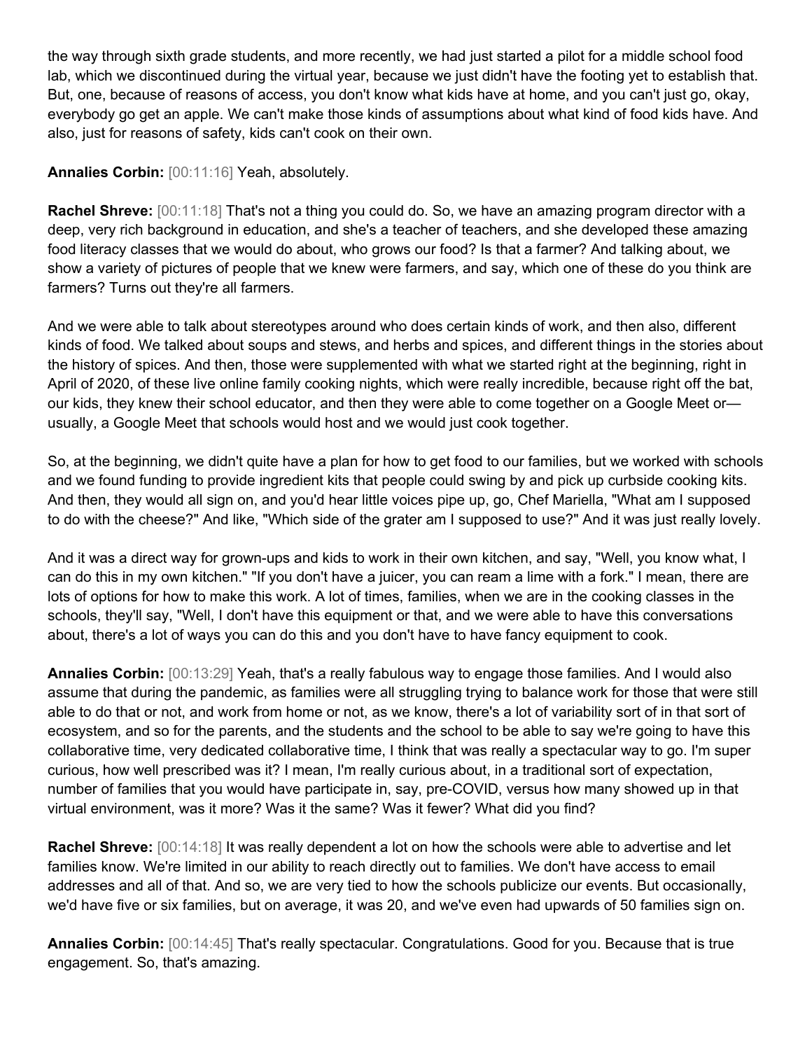the way through sixth grade students, and more recently, we had just started a pilot for a middle school food lab, which we discontinued during the virtual year, because we just didn't have the footing yet to establish that. But, one, because of reasons of access, you don't know what kids have at home, and you can't just go, okay, everybody go get an apple. We can't make those kinds of assumptions about what kind of food kids have. And also, just for reasons of safety, kids can't cook on their own.

**Annalies Corbin:** [00:11:16] Yeah, absolutely.

**Rachel Shreve:** [00:11:18] That's not a thing you could do. So, we have an amazing program director with a deep, very rich background in education, and she's a teacher of teachers, and she developed these amazing food literacy classes that we would do about, who grows our food? Is that a farmer? And talking about, we show a variety of pictures of people that we knew were farmers, and say, which one of these do you think are farmers? Turns out they're all farmers.

And we were able to talk about stereotypes around who does certain kinds of work, and then also, different kinds of food. We talked about soups and stews, and herbs and spices, and different things in the stories about the history of spices. And then, those were supplemented with what we started right at the beginning, right in April of 2020, of these live online family cooking nights, which were really incredible, because right off the bat, our kids, they knew their school educator, and then they were able to come together on a Google Meet or—usually, a Google Meet that schools would host and we would just cook together.

So, at the beginning, we didn't quite have a plan for how to get food to our families, but we worked with schools and we found funding to provide ingredient kits that people could swing by and pick up curbside cooking kits. And then, they would all sign on, and you'd hear little voices pipe up, go, Chef Mariella, "What am I supposed to do with the cheese?" And like, "Which side of the grater am I supposed to use?" And it was just really lovely.

And it was a direct way for grown-ups and kids to work in their own kitchen, and say, "Well, you know what, I can do this in my own kitchen." "If you don't have a juicer, you can ream a lime with a fork." I mean, there are lots of options for how to make this work. A lot of times, families, when we are in the cooking classes in the schools, they'll say, "Well, I don't have this equipment or that, and we were able to have this conversations about, there's a lot of ways you can do this and you don't have to have fancy equipment to cook.

**Annalies Corbin:** [00:13:29] Yeah, that's a really fabulous way to engage those families. And I would also assume that during the pandemic, as families were all struggling trying to balance work for those that were still able to do that or not, and work from home or not, as we know, there's a lot of variability sort of in that sort of ecosystem, and so for the parents, and the students and the school to be able to say we're going to have this collaborative time, very dedicated collaborative time, I think that was really a spectacular way to go. I'm super curious, how well prescribed was it? I mean, I'm really curious about, in a traditional sort of expectation, number of families that you would have participate in, say, pre-COVID, versus how many showed up in that virtual environment, was it more? Was it the same? Was it fewer? What did you find?

**Rachel Shreve:** [00:14:18] It was really dependent a lot on how the schools were able to advertise and let families know. We're limited in our ability to reach directly out to families. We don't have access to email addresses and all of that. And so, we are very tied to how the schools publicize our events. But occasionally, we'd have five or six families, but on average, it was 20, and we've even had upwards of 50 families sign on.

**Annalies Corbin:** [00:14:45] That's really spectacular. Congratulations. Good for you. Because that is true engagement. So, that's amazing.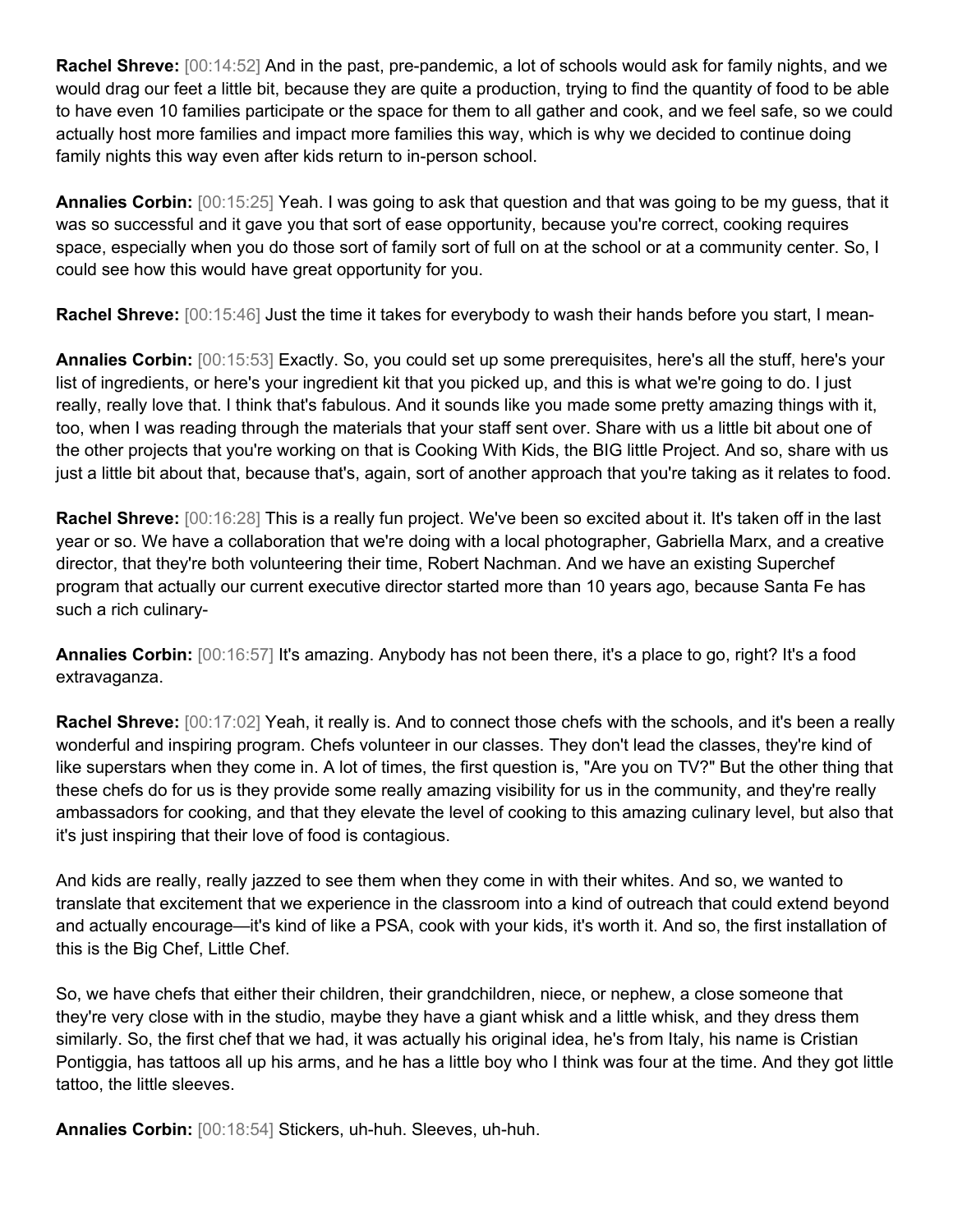**Rachel Shreve:** [00:14:52] And in the past, pre-pandemic, a lot of schools would ask for family nights, and we would drag our feet a little bit, because they are quite a production, trying to find the quantity of food to be able to have even 10 families participate or the space for them to all gather and cook, and we feel safe, so we could actually host more families and impact more families this way, which is why we decided to continue doing family nights this way even after kids return to in-person school.

**Annalies Corbin:** [00:15:25] Yeah. I was going to ask that question and that was going to be my guess, that it was so successful and it gave you that sort of ease opportunity, because you're correct, cooking requires space, especially when you do those sort of family sort of full on at the school or at a community center. So, I could see how this would have great opportunity for you.

**Rachel Shreve:** [00:15:46] Just the time it takes for everybody to wash their hands before you start, I mean-

**Annalies Corbin:** [00:15:53] Exactly. So, you could set up some prerequisites, here's all the stuff, here's your list of ingredients, or here's your ingredient kit that you picked up, and this is what we're going to do. I just really, really love that. I think that's fabulous. And it sounds like you made some pretty amazing things with it, too, when I was reading through the materials that your staff sent over. Share with us a little bit about one of the other projects that you're working on that is Cooking With Kids, the BIG little Project. And so, share with us just a little bit about that, because that's, again, sort of another approach that you're taking as it relates to food.

**Rachel Shreve:** [00:16:28] This is a really fun project. We've been so excited about it. It's taken off in the last year or so. We have a collaboration that we're doing with a local photographer, Gabriella Marx, and a creative director, that they're both volunteering their time, Robert Nachman. And we have an existing Superchef program that actually our current executive director started more than 10 years ago, because Santa Fe has such a rich culinary-

**Annalies Corbin:** [00:16:57] It's amazing. Anybody has not been there, it's a place to go, right? It's a food extravaganza.

**Rachel Shreve:** [00:17:02] Yeah, it really is. And to connect those chefs with the schools, and it's been a really wonderful and inspiring program. Chefs volunteer in our classes. They don't lead the classes, they're kind of like superstars when they come in. A lot of times, the first question is, "Are you on TV?" But the other thing that these chefs do for us is they provide some really amazing visibility for us in the community, and they're really ambassadors for cooking, and that they elevate the level of cooking to this amazing culinary level, but also that it's just inspiring that their love of food is contagious.

And kids are really, really jazzed to see them when they come in with their whites. And so, we wanted to translate that excitement that we experience in the classroom into a kind of outreach that could extend beyond and actually encourage—it's kind of like a PSA, cook with your kids, it's worth it. And so, the first installation of this is the Big Chef, Little Chef.

So, we have chefs that either their children, their grandchildren, niece, or nephew, a close someone that they're very close with in the studio, maybe they have a giant whisk and a little whisk, and they dress them similarly. So, the first chef that we had, it was actually his original idea, he's from Italy, his name is Cristian Pontiggia, has tattoos all up his arms, and he has a little boy who I think was four at the time. And they got little tattoo, the little sleeves.

**Annalies Corbin:** [00:18:54] Stickers, uh-huh. Sleeves, uh-huh.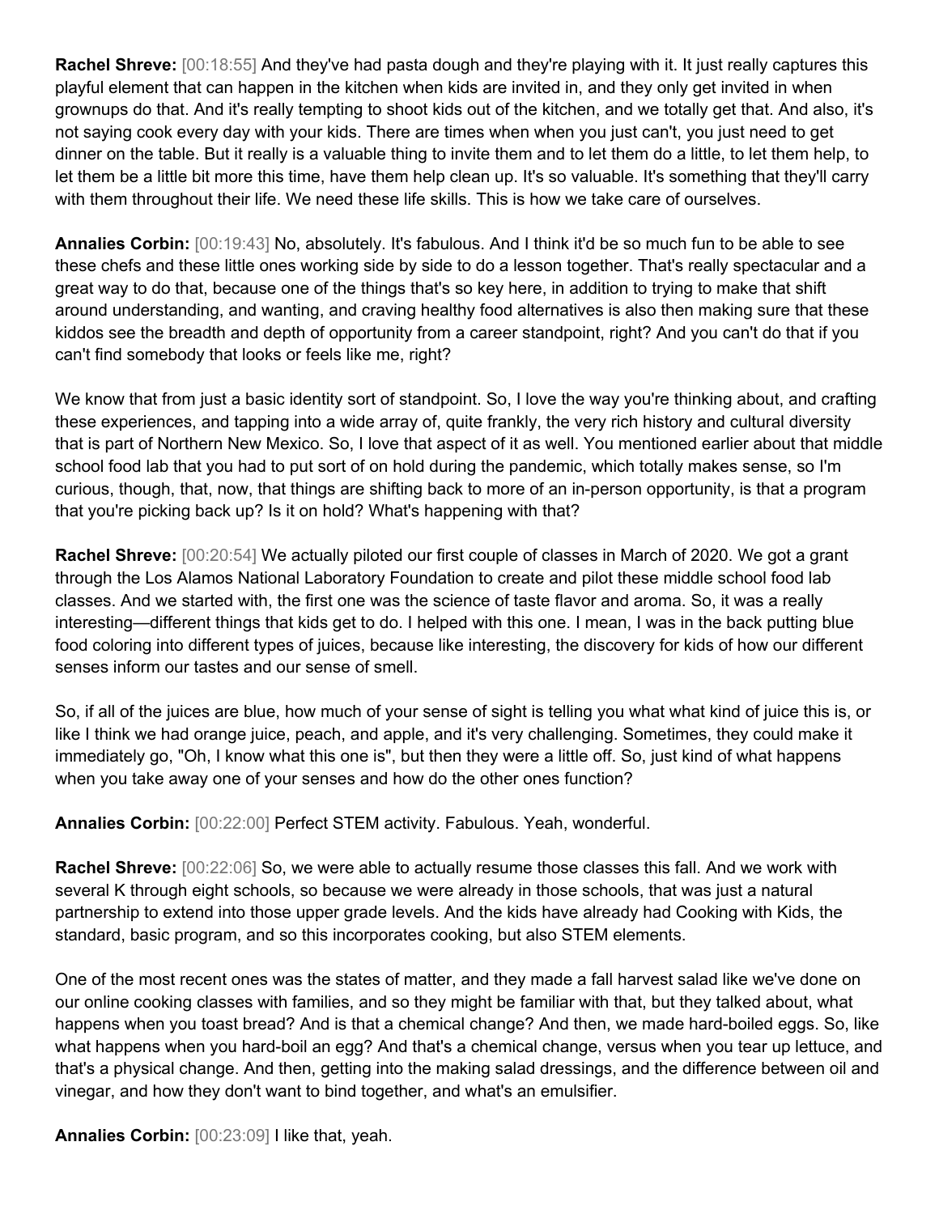**Rachel Shreve:** [00:18:55] And they've had pasta dough and they're playing with it. It just really captures this playful element that can happen in the kitchen when kids are invited in, and they only get invited in when grownups do that. And it's really tempting to shoot kids out of the kitchen, and we totally get that. And also, it's not saying cook every day with your kids. There are times when when you just can't, you just need to get dinner on the table. But it really is a valuable thing to invite them and to let them do a little, to let them help, to let them be a little bit more this time, have them help clean up. It's so valuable. It's something that they'll carry with them throughout their life. We need these life skills. This is how we take care of ourselves.

**Annalies Corbin:** [00:19:43] No, absolutely. It's fabulous. And I think it'd be so much fun to be able to see these chefs and these little ones working side by side to do a lesson together. That's really spectacular and a great way to do that, because one of the things that's so key here, in addition to trying to make that shift around understanding, and wanting, and craving healthy food alternatives is also then making sure that these kiddos see the breadth and depth of opportunity from a career standpoint, right? And you can't do that if you can't find somebody that looks or feels like me, right?

We know that from just a basic identity sort of standpoint. So, I love the way you're thinking about, and crafting these experiences, and tapping into a wide array of, quite frankly, the very rich history and cultural diversity that is part of Northern New Mexico. So, I love that aspect of it as well. You mentioned earlier about that middle school food lab that you had to put sort of on hold during the pandemic, which totally makes sense, so I'm curious, though, that, now, that things are shifting back to more of an in-person opportunity, is that a program that you're picking back up? Is it on hold? What's happening with that?

**Rachel Shreve:** [00:20:54] We actually piloted our first couple of classes in March of 2020. We got a grant through the Los Alamos National Laboratory Foundation to create and pilot these middle school food lab classes. And we started with, the first one was the science of taste flavor and aroma. So, it was a really interesting—different things that kids get to do. I helped with this one. I mean, I was in the back putting blue food coloring into different types of juices, because like interesting, the discovery for kids of how our different senses inform our tastes and our sense of smell.

So, if all of the juices are blue, how much of your sense of sight is telling you what what kind of juice this is, or like I think we had orange juice, peach, and apple, and it's very challenging. Sometimes, they could make it immediately go, "Oh, I know what this one is", but then they were a little off. So, just kind of what happens when you take away one of your senses and how do the other ones function?

**Annalies Corbin:** [00:22:00] Perfect STEM activity. Fabulous. Yeah, wonderful.

**Rachel Shreve:** [00:22:06] So, we were able to actually resume those classes this fall. And we work with several K through eight schools, so because we were already in those schools, that was just a natural partnership to extend into those upper grade levels. And the kids have already had Cooking with Kids, the standard, basic program, and so this incorporates cooking, but also STEM elements.

One of the most recent ones was the states of matter, and they made a fall harvest salad like we've done on our online cooking classes with families, and so they might be familiar with that, but they talked about, what happens when you toast bread? And is that a chemical change? And then, we made hard-boiled eggs. So, like what happens when you hard-boil an egg? And that's a chemical change, versus when you tear up lettuce, and that's a physical change. And then, getting into the making salad dressings, and the difference between oil and vinegar, and how they don't want to bind together, and what's an emulsifier.

**Annalies Corbin:** [00:23:09] I like that, yeah.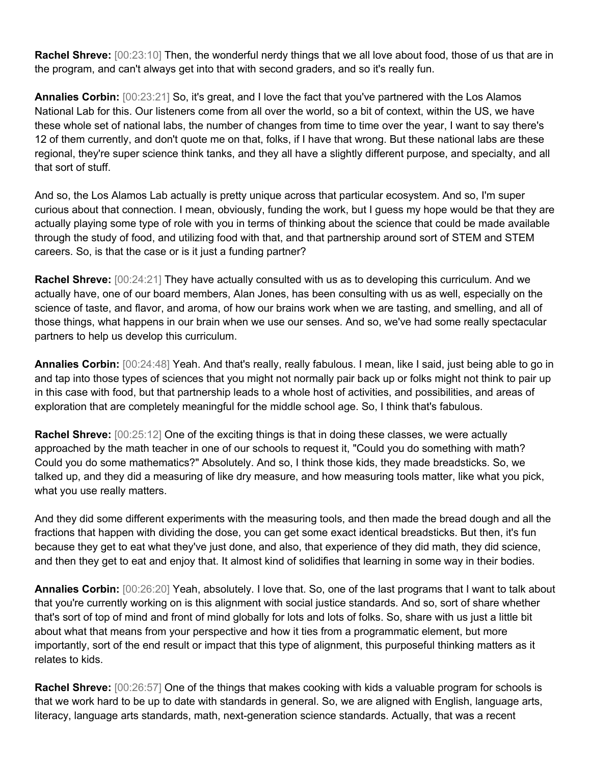**Rachel Shreve:** [00:23:10] Then, the wonderful nerdy things that we all love about food, those of us that are in the program, and can't always get into that with second graders, and so it's really fun.

**Annalies Corbin:** [00:23:21] So, it's great, and I love the fact that you've partnered with the Los Alamos National Lab for this. Our listeners come from all over the world, so a bit of context, within the US, we have these whole set of national labs, the number of changes from time to time over the year, I want to say there's 12 of them currently, and don't quote me on that, folks, if I have that wrong. But these national labs are these regional, they're super science think tanks, and they all have a slightly different purpose, and specialty, and all that sort of stuff.

And so, the Los Alamos Lab actually is pretty unique across that particular ecosystem. And so, I'm super curious about that connection. I mean, obviously, funding the work, but I guess my hope would be that they are actually playing some type of role with you in terms of thinking about the science that could be made available through the study of food, and utilizing food with that, and that partnership around sort of STEM and STEM careers. So, is that the case or is it just a funding partner?

**Rachel Shreve:** [00:24:21] They have actually consulted with us as to developing this curriculum. And we actually have, one of our board members, Alan Jones, has been consulting with us as well, especially on the science of taste, and flavor, and aroma, of how our brains work when we are tasting, and smelling, and all of those things, what happens in our brain when we use our senses. And so, we've had some really spectacular partners to help us develop this curriculum.

**Annalies Corbin:** [00:24:48] Yeah. And that's really, really fabulous. I mean, like I said, just being able to go in and tap into those types of sciences that you might not normally pair back up or folks might not think to pair up in this case with food, but that partnership leads to a whole host of activities, and possibilities, and areas of exploration that are completely meaningful for the middle school age. So, I think that's fabulous.

**Rachel Shreve:** [00:25:12] One of the exciting things is that in doing these classes, we were actually approached by the math teacher in one of our schools to request it, "Could you do something with math? Could you do some mathematics?" Absolutely. And so, I think those kids, they made breadsticks. So, we talked up, and they did a measuring of like dry measure, and how measuring tools matter, like what you pick, what you use really matters.

And they did some different experiments with the measuring tools, and then made the bread dough and all the fractions that happen with dividing the dose, you can get some exact identical breadsticks. But then, it's fun because they get to eat what they've just done, and also, that experience of they did math, they did science, and then they get to eat and enjoy that. It almost kind of solidifies that learning in some way in their bodies.

**Annalies Corbin:** [00:26:20] Yeah, absolutely. I love that. So, one of the last programs that I want to talk about that you're currently working on is this alignment with social justice standards. And so, sort of share whether that's sort of top of mind and front of mind globally for lots and lots of folks. So, share with us just a little bit about what that means from your perspective and how it ties from a programmatic element, but more importantly, sort of the end result or impact that this type of alignment, this purposeful thinking matters as it relates to kids.

**Rachel Shreve:** [00:26:57] One of the things that makes cooking with kids a valuable program for schools is that we work hard to be up to date with standards in general. So, we are aligned with English, language arts, literacy, language arts standards, math, next-generation science standards. Actually, that was a recent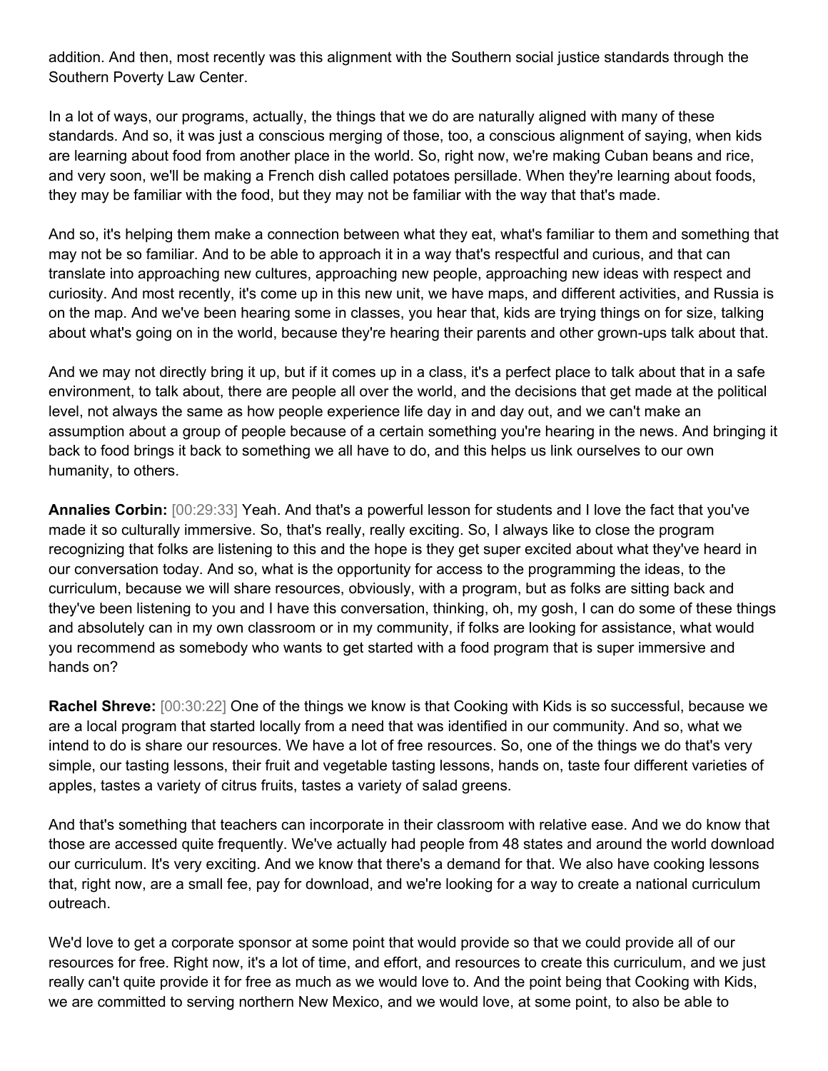addition. And then, most recently was this alignment with the Southern social justice standards through the Southern Poverty Law Center.

In a lot of ways, our programs, actually, the things that we do are naturally aligned with many of these standards. And so, it was just a conscious merging of those, too, a conscious alignment of saying, when kids are learning about food from another place in the world. So, right now, we're making Cuban beans and rice, and very soon, we'll be making a French dish called potatoes persillade. When they're learning about foods, they may be familiar with the food, but they may not be familiar with the way that that's made.

And so, it's helping them make a connection between what they eat, what's familiar to them and something that may not be so familiar. And to be able to approach it in a way that's respectful and curious, and that can translate into approaching new cultures, approaching new people, approaching new ideas with respect and curiosity. And most recently, it's come up in this new unit, we have maps, and different activities, and Russia is on the map. And we've been hearing some in classes, you hear that, kids are trying things on for size, talking about what's going on in the world, because they're hearing their parents and other grown-ups talk about that.

And we may not directly bring it up, but if it comes up in a class, it's a perfect place to talk about that in a safe environment, to talk about, there are people all over the world, and the decisions that get made at the political level, not always the same as how people experience life day in and day out, and we can't make an assumption about a group of people because of a certain something you're hearing in the news. And bringing it back to food brings it back to something we all have to do, and this helps us link ourselves to our own humanity, to others.

**Annalies Corbin:** [00:29:33] Yeah. And that's a powerful lesson for students and I love the fact that you've made it so culturally immersive. So, that's really, really exciting. So, I always like to close the program recognizing that folks are listening to this and the hope is they get super excited about what they've heard in our conversation today. And so, what is the opportunity for access to the programming the ideas, to the curriculum, because we will share resources, obviously, with a program, but as folks are sitting back and they've been listening to you and I have this conversation, thinking, oh, my gosh, I can do some of these things and absolutely can in my own classroom or in my community, if folks are looking for assistance, what would you recommend as somebody who wants to get started with a food program that is super immersive and hands on?

**Rachel Shreve:** [00:30:22] One of the things we know is that Cooking with Kids is so successful, because we are a local program that started locally from a need that was identified in our community. And so, what we intend to do is share our resources. We have a lot of free resources. So, one of the things we do that's very simple, our tasting lessons, their fruit and vegetable tasting lessons, hands on, taste four different varieties of apples, tastes a variety of citrus fruits, tastes a variety of salad greens.

And that's something that teachers can incorporate in their classroom with relative ease. And we do know that those are accessed quite frequently. We've actually had people from 48 states and around the world download our curriculum. It's very exciting. And we know that there's a demand for that. We also have cooking lessons that, right now, are a small fee, pay for download, and we're looking for a way to create a national curriculum outreach.

We'd love to get a corporate sponsor at some point that would provide so that we could provide all of our resources for free. Right now, it's a lot of time, and effort, and resources to create this curriculum, and we just really can't quite provide it for free as much as we would love to. And the point being that Cooking with Kids, we are committed to serving northern New Mexico, and we would love, at some point, to also be able to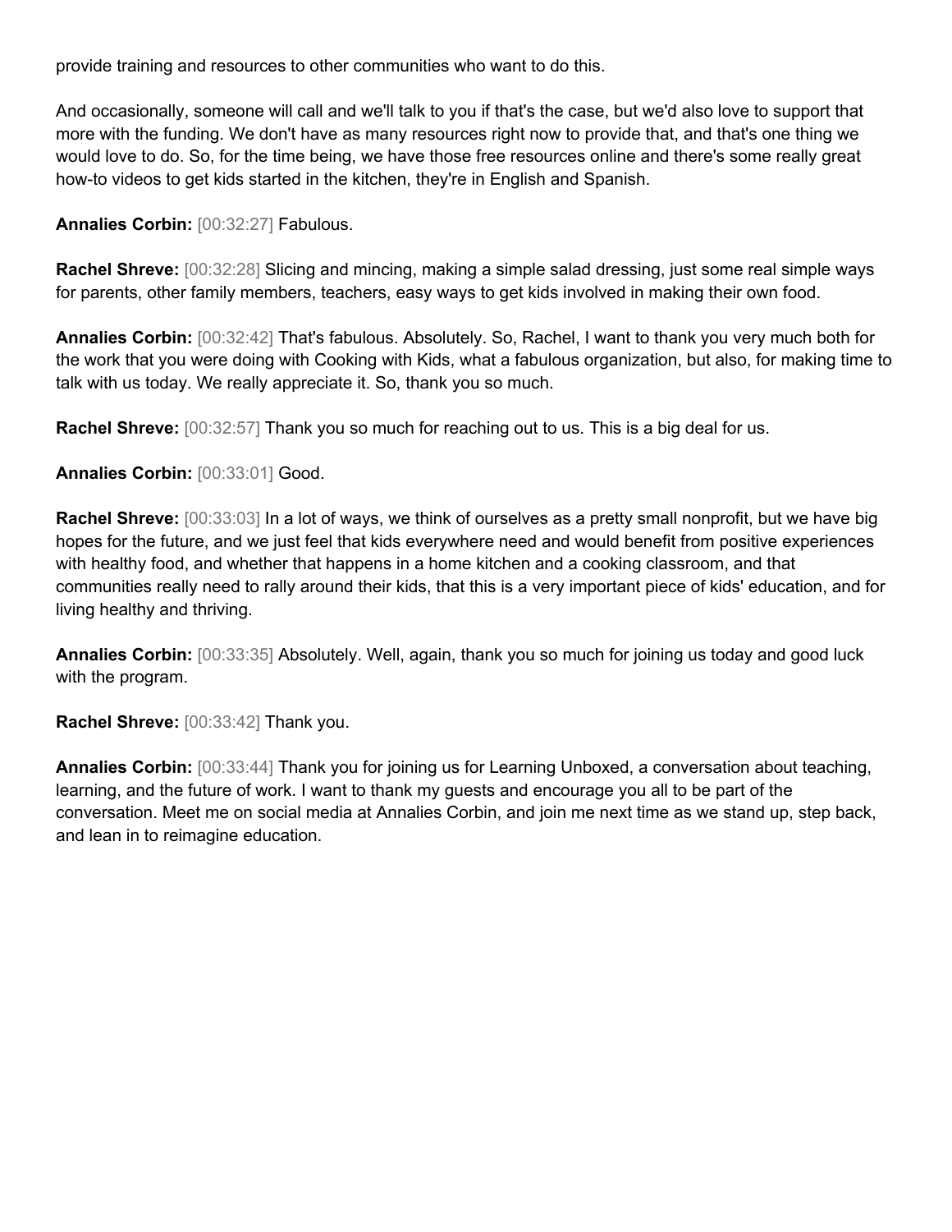provide training and resources to other communities who want to do this.

And occasionally, someone will call and we'll talk to you if that's the case, but we'd also love to support that more with the funding. We don't have as many resources right now to provide that, and that's one thing we would love to do. So, for the time being, we have those free resources online and there's some really great how-to videos to get kids started in the kitchen, they're in English and Spanish.

**Annalies Corbin:** [00:32:27] Fabulous.

**Rachel Shreve:** [00:32:28] Slicing and mincing, making a simple salad dressing, just some real simple ways for parents, other family members, teachers, easy ways to get kids involved in making their own food.

**Annalies Corbin:** [00:32:42] That's fabulous. Absolutely. So, Rachel, I want to thank you very much both for the work that you were doing with Cooking with Kids, what a fabulous organization, but also, for making time to talk with us today. We really appreciate it. So, thank you so much.

**Rachel Shreve:** [00:32:57] Thank you so much for reaching out to us. This is a big deal for us.

**Annalies Corbin:** [00:33:01] Good.

**Rachel Shreve:** [00:33:03] In a lot of ways, we think of ourselves as a pretty small nonprofit, but we have big hopes for the future, and we just feel that kids everywhere need and would benefit from positive experiences with healthy food, and whether that happens in a home kitchen and a cooking classroom, and that communities really need to rally around their kids, that this is a very important piece of kids' education, and for living healthy and thriving.

**Annalies Corbin:** [00:33:35] Absolutely. Well, again, thank you so much for joining us today and good luck with the program.

**Rachel Shreve:** [00:33:42] Thank you.

**Annalies Corbin:** [00:33:44] Thank you for joining us for Learning Unboxed, a conversation about teaching, learning, and the future of work. I want to thank my guests and encourage you all to be part of the conversation. Meet me on social media at Annalies Corbin, and join me next time as we stand up, step back, and lean in to reimagine education.